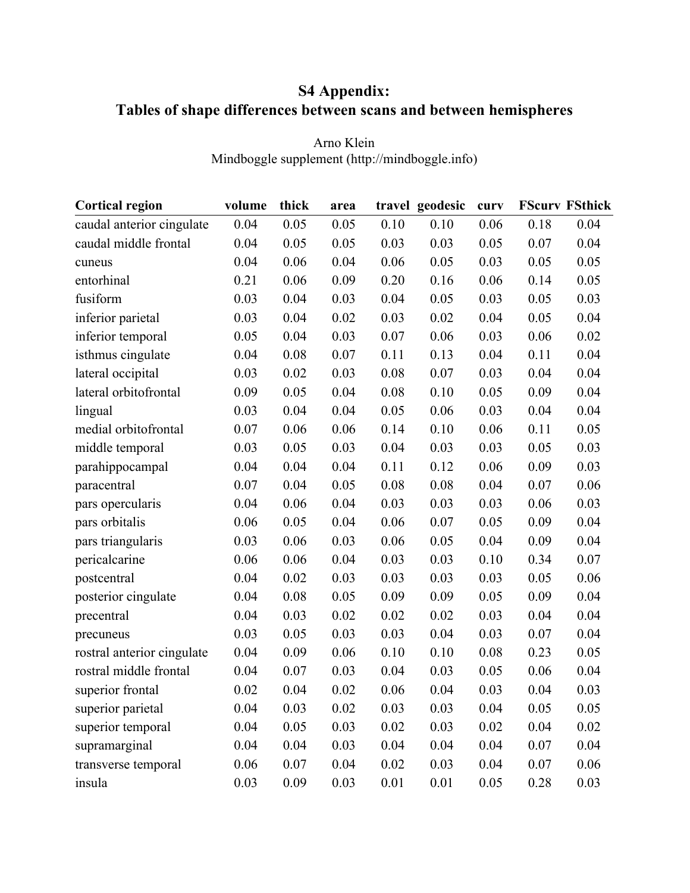# S4 Appendix:
# Tables of shape differences between scans and between hemispheres

Arno Klein
Mindboggle supplement (http://mindboggle.info)

| Cortical region | volume | thick | area | travel | geodesic | curv | FScurv | FSthick |
|---|---|---|---|---|---|---|---|---|
| caudal anterior cingulate | 0.04 | 0.05 | 0.05 | 0.10 | 0.10 | 0.06 | 0.18 | 0.04 |
| caudal middle frontal | 0.04 | 0.05 | 0.05 | 0.03 | 0.03 | 0.05 | 0.07 | 0.04 |
| cuneus | 0.04 | 0.06 | 0.04 | 0.06 | 0.05 | 0.03 | 0.05 | 0.05 |
| entorhinal | 0.21 | 0.06 | 0.09 | 0.20 | 0.16 | 0.06 | 0.14 | 0.05 |
| fusiform | 0.03 | 0.04 | 0.03 | 0.04 | 0.05 | 0.03 | 0.05 | 0.03 |
| inferior parietal | 0.03 | 0.04 | 0.02 | 0.03 | 0.02 | 0.04 | 0.05 | 0.04 |
| inferior temporal | 0.05 | 0.04 | 0.03 | 0.07 | 0.06 | 0.03 | 0.06 | 0.02 |
| isthmus cingulate | 0.04 | 0.08 | 0.07 | 0.11 | 0.13 | 0.04 | 0.11 | 0.04 |
| lateral occipital | 0.03 | 0.02 | 0.03 | 0.08 | 0.07 | 0.03 | 0.04 | 0.04 |
| lateral orbitofrontal | 0.09 | 0.05 | 0.04 | 0.08 | 0.10 | 0.05 | 0.09 | 0.04 |
| lingual | 0.03 | 0.04 | 0.04 | 0.05 | 0.06 | 0.03 | 0.04 | 0.04 |
| medial orbitofrontal | 0.07 | 0.06 | 0.06 | 0.14 | 0.10 | 0.06 | 0.11 | 0.05 |
| middle temporal | 0.03 | 0.05 | 0.03 | 0.04 | 0.03 | 0.03 | 0.05 | 0.03 |
| parahippocampal | 0.04 | 0.04 | 0.04 | 0.11 | 0.12 | 0.06 | 0.09 | 0.03 |
| paracentral | 0.07 | 0.04 | 0.05 | 0.08 | 0.08 | 0.04 | 0.07 | 0.06 |
| pars opercularis | 0.04 | 0.06 | 0.04 | 0.03 | 0.03 | 0.03 | 0.06 | 0.03 |
| pars orbitalis | 0.06 | 0.05 | 0.04 | 0.06 | 0.07 | 0.05 | 0.09 | 0.04 |
| pars triangularis | 0.03 | 0.06 | 0.03 | 0.06 | 0.05 | 0.04 | 0.09 | 0.04 |
| pericalcarine | 0.06 | 0.06 | 0.04 | 0.03 | 0.03 | 0.10 | 0.34 | 0.07 |
| postcentral | 0.04 | 0.02 | 0.03 | 0.03 | 0.03 | 0.03 | 0.05 | 0.06 |
| posterior cingulate | 0.04 | 0.08 | 0.05 | 0.09 | 0.09 | 0.05 | 0.09 | 0.04 |
| precentral | 0.04 | 0.03 | 0.02 | 0.02 | 0.02 | 0.03 | 0.04 | 0.04 |
| precuneus | 0.03 | 0.05 | 0.03 | 0.03 | 0.04 | 0.03 | 0.07 | 0.04 |
| rostral anterior cingulate | 0.04 | 0.09 | 0.06 | 0.10 | 0.10 | 0.08 | 0.23 | 0.05 |
| rostral middle frontal | 0.04 | 0.07 | 0.03 | 0.04 | 0.03 | 0.05 | 0.06 | 0.04 |
| superior frontal | 0.02 | 0.04 | 0.02 | 0.06 | 0.04 | 0.03 | 0.04 | 0.03 |
| superior parietal | 0.04 | 0.03 | 0.02 | 0.03 | 0.03 | 0.04 | 0.05 | 0.05 |
| superior temporal | 0.04 | 0.05 | 0.03 | 0.02 | 0.03 | 0.02 | 0.04 | 0.02 |
| supramarginal | 0.04 | 0.04 | 0.03 | 0.04 | 0.04 | 0.04 | 0.07 | 0.04 |
| transverse temporal | 0.06 | 0.07 | 0.04 | 0.02 | 0.03 | 0.04 | 0.07 | 0.06 |
| insula | 0.03 | 0.09 | 0.03 | 0.01 | 0.01 | 0.05 | 0.28 | 0.03 |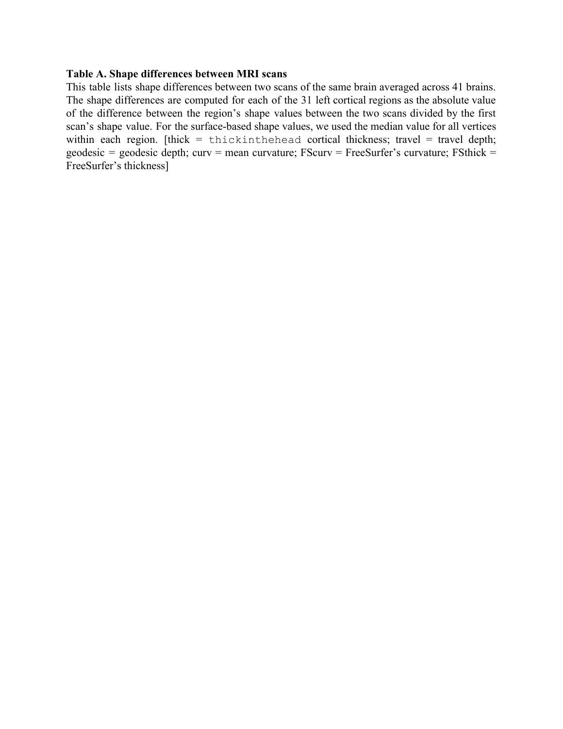**Table A. Shape differences between MRI scans**

This table lists shape differences between two scans of the same brain averaged across 41 brains. The shape differences are computed for each of the 31 left cortical regions as the absolute value of the difference between the region's shape values between the two scans divided by the first scan's shape value. For the surface-based shape values, we used the median value for all vertices within each region. [thick = `thickinthehead` cortical thickness; travel = travel depth; geodesic = geodesic depth; curv = mean curvature; FScurv = FreeSurfer's curvature; FSthick = FreeSurfer's thickness]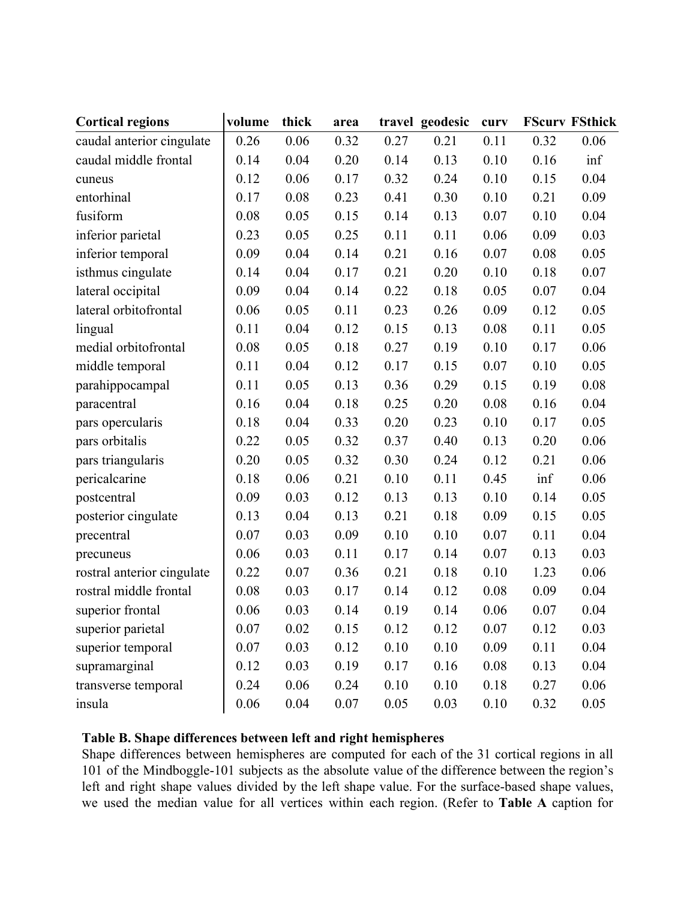| Cortical regions | volume | thick | area | travel | geodesic | curv | FScurv | FSthick |
|---|---|---|---|---|---|---|---|---|
| caudal anterior cingulate | 0.26 | 0.06 | 0.32 | 0.27 | 0.21 | 0.11 | 0.32 | 0.06 |
| caudal middle frontal | 0.14 | 0.04 | 0.20 | 0.14 | 0.13 | 0.10 | 0.16 | inf |
| cuneus | 0.12 | 0.06 | 0.17 | 0.32 | 0.24 | 0.10 | 0.15 | 0.04 |
| entorhinal | 0.17 | 0.08 | 0.23 | 0.41 | 0.30 | 0.10 | 0.21 | 0.09 |
| fusiform | 0.08 | 0.05 | 0.15 | 0.14 | 0.13 | 0.07 | 0.10 | 0.04 |
| inferior parietal | 0.23 | 0.05 | 0.25 | 0.11 | 0.11 | 0.06 | 0.09 | 0.03 |
| inferior temporal | 0.09 | 0.04 | 0.14 | 0.21 | 0.16 | 0.07 | 0.08 | 0.05 |
| isthmus cingulate | 0.14 | 0.04 | 0.17 | 0.21 | 0.20 | 0.10 | 0.18 | 0.07 |
| lateral occipital | 0.09 | 0.04 | 0.14 | 0.22 | 0.18 | 0.05 | 0.07 | 0.04 |
| lateral orbitofrontal | 0.06 | 0.05 | 0.11 | 0.23 | 0.26 | 0.09 | 0.12 | 0.05 |
| lingual | 0.11 | 0.04 | 0.12 | 0.15 | 0.13 | 0.08 | 0.11 | 0.05 |
| medial orbitofrontal | 0.08 | 0.05 | 0.18 | 0.27 | 0.19 | 0.10 | 0.17 | 0.06 |
| middle temporal | 0.11 | 0.04 | 0.12 | 0.17 | 0.15 | 0.07 | 0.10 | 0.05 |
| parahippocampal | 0.11 | 0.05 | 0.13 | 0.36 | 0.29 | 0.15 | 0.19 | 0.08 |
| paracentral | 0.16 | 0.04 | 0.18 | 0.25 | 0.20 | 0.08 | 0.16 | 0.04 |
| pars opercularis | 0.18 | 0.04 | 0.33 | 0.20 | 0.23 | 0.10 | 0.17 | 0.05 |
| pars orbitalis | 0.22 | 0.05 | 0.32 | 0.37 | 0.40 | 0.13 | 0.20 | 0.06 |
| pars triangularis | 0.20 | 0.05 | 0.32 | 0.30 | 0.24 | 0.12 | 0.21 | 0.06 |
| pericalcarine | 0.18 | 0.06 | 0.21 | 0.10 | 0.11 | 0.45 | inf | 0.06 |
| postcentral | 0.09 | 0.03 | 0.12 | 0.13 | 0.13 | 0.10 | 0.14 | 0.05 |
| posterior cingulate | 0.13 | 0.04 | 0.13 | 0.21 | 0.18 | 0.09 | 0.15 | 0.05 |
| precentral | 0.07 | 0.03 | 0.09 | 0.10 | 0.10 | 0.07 | 0.11 | 0.04 |
| precuneus | 0.06 | 0.03 | 0.11 | 0.17 | 0.14 | 0.07 | 0.13 | 0.03 |
| rostral anterior cingulate | 0.22 | 0.07 | 0.36 | 0.21 | 0.18 | 0.10 | 1.23 | 0.06 |
| rostral middle frontal | 0.08 | 0.03 | 0.17 | 0.14 | 0.12 | 0.08 | 0.09 | 0.04 |
| superior frontal | 0.06 | 0.03 | 0.14 | 0.19 | 0.14 | 0.06 | 0.07 | 0.04 |
| superior parietal | 0.07 | 0.02 | 0.15 | 0.12 | 0.12 | 0.07 | 0.12 | 0.03 |
| superior temporal | 0.07 | 0.03 | 0.12 | 0.10 | 0.10 | 0.09 | 0.11 | 0.04 |
| supramarginal | 0.12 | 0.03 | 0.19 | 0.17 | 0.16 | 0.08 | 0.13 | 0.04 |
| transverse temporal | 0.24 | 0.06 | 0.24 | 0.10 | 0.10 | 0.18 | 0.27 | 0.06 |
| insula | 0.06 | 0.04 | 0.07 | 0.05 | 0.03 | 0.10 | 0.32 | 0.05 |

**Table B. Shape differences between left and right hemispheres**

Shape differences between hemispheres are computed for each of the 31 cortical regions in all 101 of the Mindboggle-101 subjects as the absolute value of the difference between the region's left and right shape values divided by the left shape value. For the surface-based shape values, we used the median value for all vertices within each region. (Refer to **Table A** caption for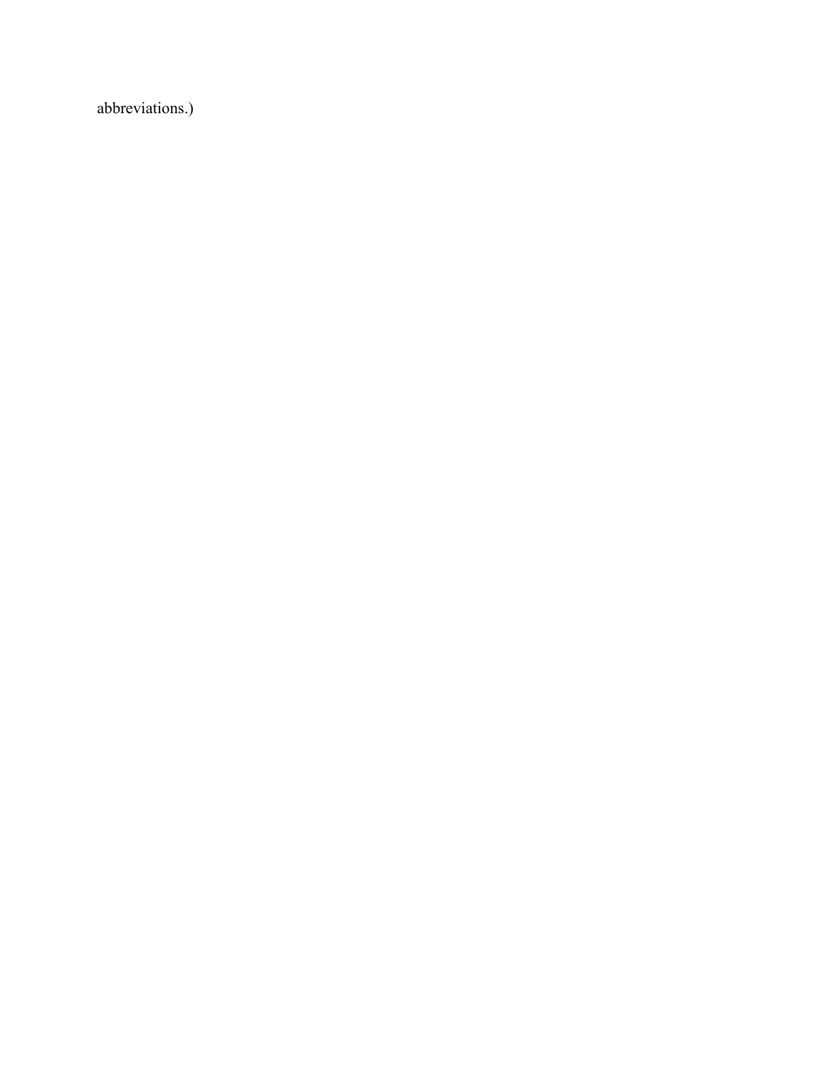abbreviations.)